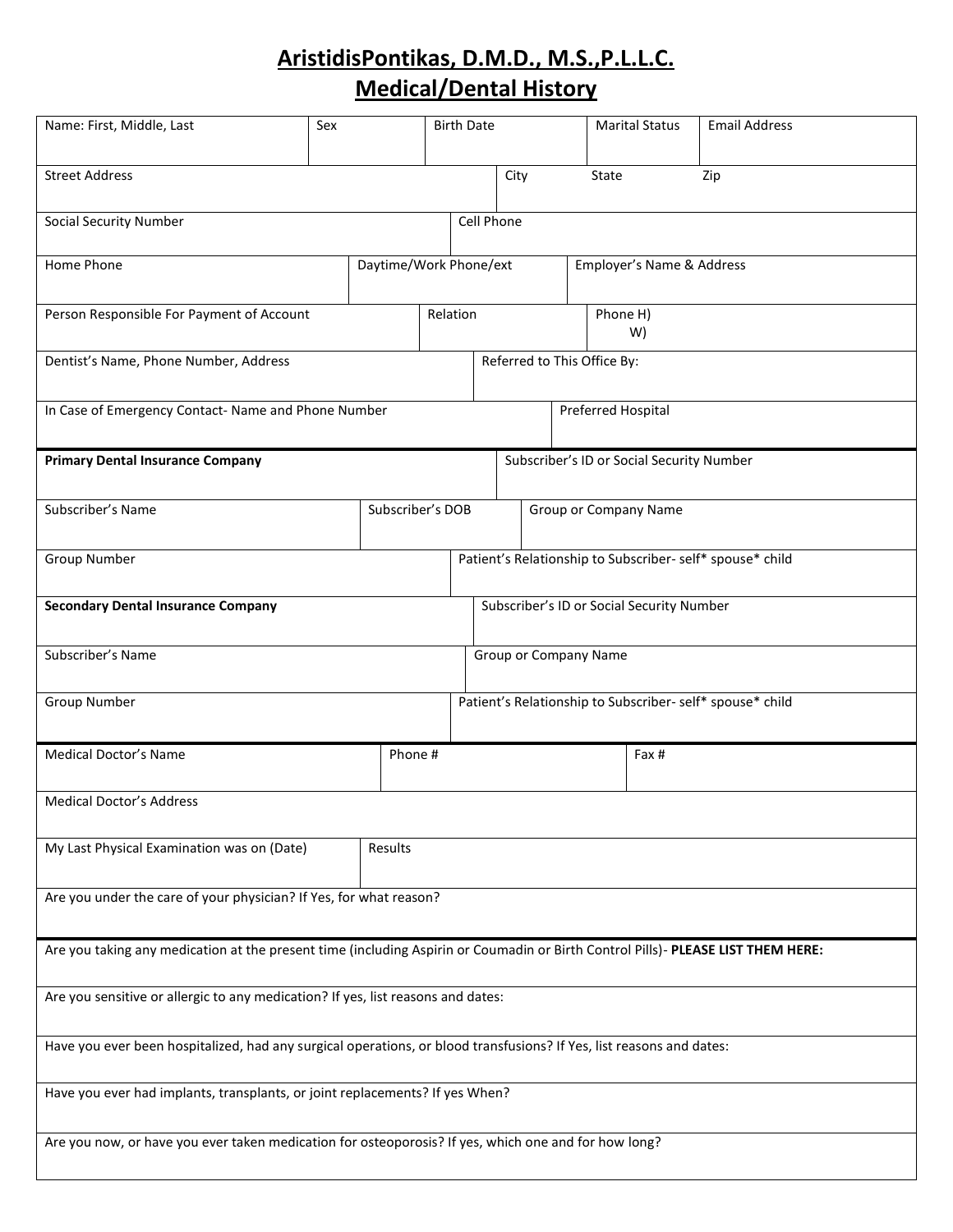# AristidisPontikas, D.M.D., M.S.,P.L.L.C.
## Medical/Dental History

| Name: First, Middle, Last | Sex | Birth Date | Marital Status | Email Address |
|---|---|---|---|---|
| | | | | |

| Street Address | City | State | Zip |
|---|---|---|---|
| | | | |

| Social Security Number | Cell Phone |
|---|---|
| | |

| Home Phone | Daytime/Work Phone/ext | Employer's Name & Address |
|---|---|---|
| | | |

| Person Responsible For Payment of Account | Relation | Phone H) W) |
|---|---|---|
| | | |

| Dentist's Name, Phone Number, Address | Referred to This Office By: |
|---|---|
| | |

| In Case of Emergency Contact- Name and Phone Number | Preferred Hospital |
|---|---|
| | |

| **Primary Dental Insurance Company** | Subscriber's ID or Social Security Number |
|---|---|
| | |

| Subscriber's Name | Subscriber's DOB | Group or Company Name |
|---|---|---|
| | | |

| Group Number | Patient's Relationship to Subscriber- self* spouse* child |
|---|---|
| | |

| **Secondary Dental Insurance Company** | Subscriber's ID or Social Security Number |
|---|---|
| | |

| Subscriber's Name | Group or Company Name |
|---|---|
| | |

| Group Number | Patient's Relationship to Subscriber- self* spouse* child |
|---|---|
| | |

| Medical Doctor's Name | Phone # | Fax # |
|---|---|---|
| | | |

Medical Doctor's Address

| My Last Physical Examination was on (Date) | Results |
|---|---|
| | |

Are you under the care of your physician? If Yes, for what reason?

Are you taking any medication at the present time (including Aspirin or Coumadin or Birth Control Pills)- **PLEASE LIST THEM HERE:**

Are you sensitive or allergic to any medication? If yes, list reasons and dates:

Have you ever been hospitalized, had any surgical operations, or blood transfusions? If Yes, list reasons and dates:

Have you ever had implants, transplants, or joint replacements? If yes When?

Are you now, or have you ever taken medication for osteoporosis? If yes, which one and for how long?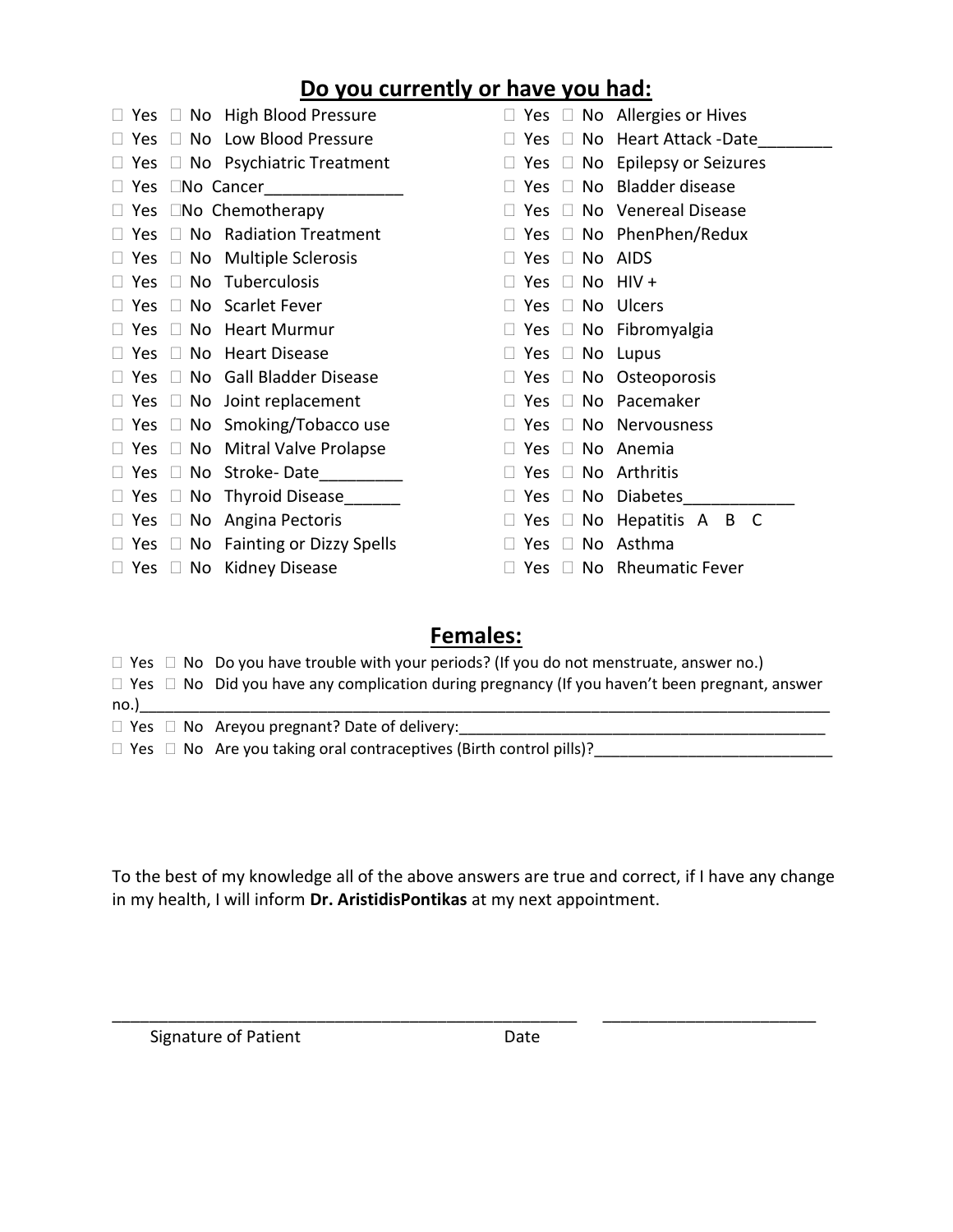## Do you currently or have you had:

- ☐ Yes ☐ No High Blood Pressure
- ☐ Yes ☐ No Low Blood Pressure
- ☐ Yes ☐ No Psychiatric Treatment
- ☐ Yes ☐No Cancer_______________
- ☐ Yes ☐No Chemotherapy
- ☐ Yes ☐ No Radiation Treatment
- ☐ Yes ☐ No Multiple Sclerosis
- ☐ Yes ☐ No Tuberculosis
- ☐ Yes ☐ No Scarlet Fever
- ☐ Yes ☐ No Heart Murmur
- ☐ Yes ☐ No Heart Disease
- ☐ Yes ☐ No Gall Bladder Disease
- ☐ Yes ☐ No Joint replacement
- ☐ Yes ☐ No Smoking/Tobacco use
- ☐ Yes ☐ No Mitral Valve Prolapse
- ☐ Yes ☐ No Stroke- Date_________
- ☐ Yes ☐ No Thyroid Disease______
- ☐ Yes ☐ No Angina Pectoris
- ☐ Yes ☐ No Fainting or Dizzy Spells
- ☐ Yes ☐ No Kidney Disease
- ☐ Yes ☐ No Allergies or Hives
- ☐ Yes ☐ No Heart Attack -Date________
- ☐ Yes ☐ No Epilepsy or Seizures
- ☐ Yes ☐ No Bladder disease
- ☐ Yes ☐ No Venereal Disease
- ☐ Yes ☐ No PhenPhen/Redux
- ☐ Yes ☐ No AIDS
- ☐ Yes ☐ No HIV +
- ☐ Yes ☐ No Ulcers
- ☐ Yes ☐ No Fibromyalgia
- ☐ Yes ☐ No Lupus
- ☐ Yes ☐ No Osteoporosis
- ☐ Yes ☐ No Pacemaker
- ☐ Yes ☐ No Nervousness
- ☐ Yes ☐ No Anemia
- ☐ Yes ☐ No Arthritis
- ☐ Yes ☐ No Diabetes____________
- ☐ Yes ☐ No Hepatitis A B C
- ☐ Yes ☐ No Asthma
- ☐ Yes ☐ No Rheumatic Fever

## Females:

- ☐ Yes ☐ No Do you have trouble with your periods? (If you do not menstruate, answer no.)
- ☐ Yes ☐ No Did you have any complication during pregnancy (If you haven't been pregnant, answer no.)_____________________________________________________________________________________
- ☐ Yes ☐ No Areyou pregnant? Date of delivery:___________________________________________
- ☐ Yes ☐ No Are you taking oral contraceptives (Birth control pills)?___________________________

To the best of my knowledge all of the above answers are true and correct, if I have any change in my health, I will inform **Dr. AristidisPontikas** at my next appointment.

___________________________________________________ _______________________

Signature of Patient Date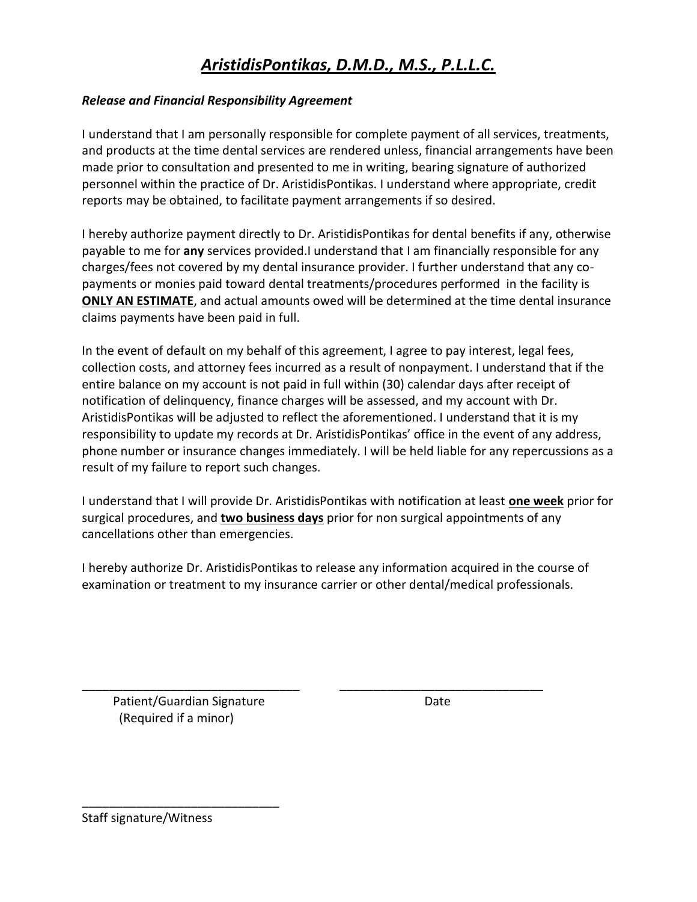# ***AristidisPontikas, D.M.D., M.S., P.L.L.C.***

***Release and Financial Responsibility Agreement***

I understand that I am personally responsible for complete payment of all services, treatments, and products at the time dental services are rendered unless, financial arrangements have been made prior to consultation and presented to me in writing, bearing signature of authorized personnel within the practice of Dr. AristidisPontikas. I understand where appropriate, credit reports may be obtained, to facilitate payment arrangements if so desired.

I hereby authorize payment directly to Dr. AristidisPontikas for dental benefits if any, otherwise payable to me for **any** services provided.I understand that I am financially responsible for any charges/fees not covered by my dental insurance provider. I further understand that any co-payments or monies paid toward dental treatments/procedures performed in the facility is **ONLY AN ESTIMATE**, and actual amounts owed will be determined at the time dental insurance claims payments have been paid in full.

In the event of default on my behalf of this agreement, I agree to pay interest, legal fees, collection costs, and attorney fees incurred as a result of nonpayment. I understand that if the entire balance on my account is not paid in full within (30) calendar days after receipt of notification of delinquency, finance charges will be assessed, and my account with Dr. AristidisPontikas will be adjusted to reflect the aforementioned. I understand that it is my responsibility to update my records at Dr. AristidisPontikas' office in the event of any address, phone number or insurance changes immediately. I will be held liable for any repercussions as a result of my failure to report such changes.

I understand that I will provide Dr. AristidisPontikas with notification at least **one week** prior for surgical procedures, and **two business days** prior for non surgical appointments of any cancellations other than emergencies.

I hereby authorize Dr. AristidisPontikas to release any information acquired in the course of examination or treatment to my insurance carrier or other dental/medical professionals.

_________________________________ _________________________________

Patient/Guardian Signature (Required if a minor) Date

_________________________________

Staff signature/Witness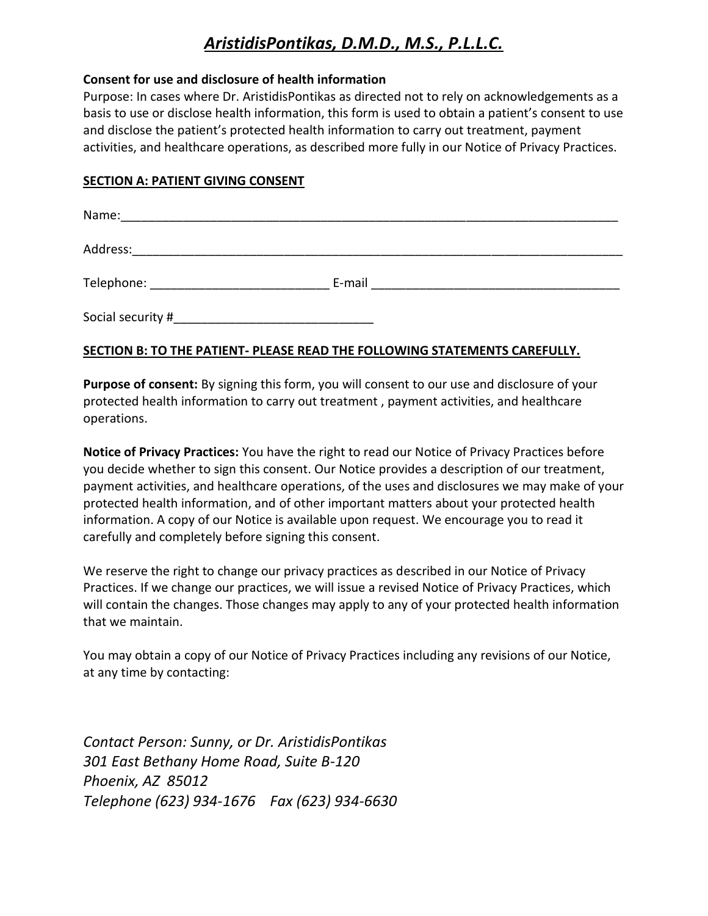# *AristidisPontikas, D.M.D., M.S., P.L.L.C.*

**Consent for use and disclosure of health information**

Purpose: In cases where Dr. AristidisPontikas as directed not to rely on acknowledgements as a basis to use or disclose health information, this form is used to obtain a patient's consent to use and disclose the patient's protected health information to carry out treatment, payment activities, and healthcare operations, as described more fully in our Notice of Privacy Practices.

**SECTION A: PATIENT GIVING CONSENT**

Name:___________________________________________________________________________

Address:_________________________________________________________________________

Telephone: __________________________ E-mail ____________________________________

Social security #_____________________________

**SECTION B: TO THE PATIENT- PLEASE READ THE FOLLOWING STATEMENTS CAREFULLY.**

**Purpose of consent:** By signing this form, you will consent to our use and disclosure of your protected health information to carry out treatment , payment activities, and healthcare operations.

**Notice of Privacy Practices:** You have the right to read our Notice of Privacy Practices before you decide whether to sign this consent. Our Notice provides a description of our treatment, payment activities, and healthcare operations, of the uses and disclosures we may make of your protected health information, and of other important matters about your protected health information. A copy of our Notice is available upon request. We encourage you to read it carefully and completely before signing this consent.

We reserve the right to change our privacy practices as described in our Notice of Privacy Practices. If we change our practices, we will issue a revised Notice of Privacy Practices, which will contain the changes. Those changes may apply to any of your protected health information that we maintain.

You may obtain a copy of our Notice of Privacy Practices including any revisions of our Notice, at any time by contacting:

*Contact Person: Sunny, or Dr. AristidisPontikas*
*301 East Bethany Home Road, Suite B-120*
*Phoenix, AZ 85012*
*Telephone (623) 934-1676 Fax (623) 934-6630*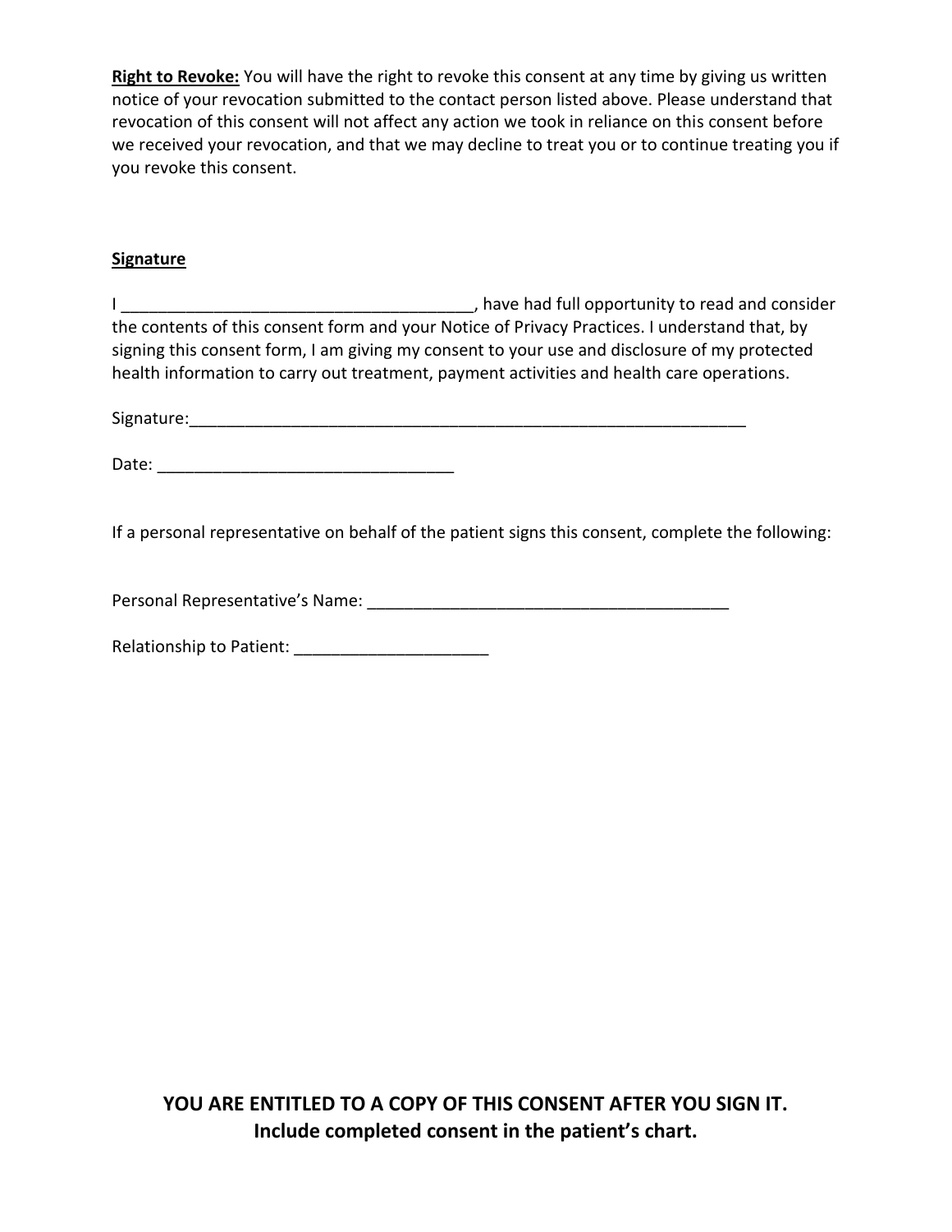**<u>Right to Revoke:</u>** You will have the right to revoke this consent at any time by giving us written notice of your revocation submitted to the contact person listed above. Please understand that revocation of this consent will not affect any action we took in reliance on this consent before we received your revocation, and that we may decline to treat you or to continue treating you if you revoke this consent.

**<u>Signature</u>**

I ______________________________________, have had full opportunity to read and consider the contents of this consent form and your Notice of Privacy Practices. I understand that, by signing this consent form, I am giving my consent to your use and disclosure of my protected health information to carry out treatment, payment activities and health care operations.

Signature:______________________________________________________________

Date: ________________________________

If a personal representative on behalf of the patient signs this consent, complete the following:

Personal Representative's Name: _______________________________________

Relationship to Patient: _____________________

**YOU ARE ENTITLED TO A COPY OF THIS CONSENT AFTER YOU SIGN IT.**
**Include completed consent in the patient's chart.**